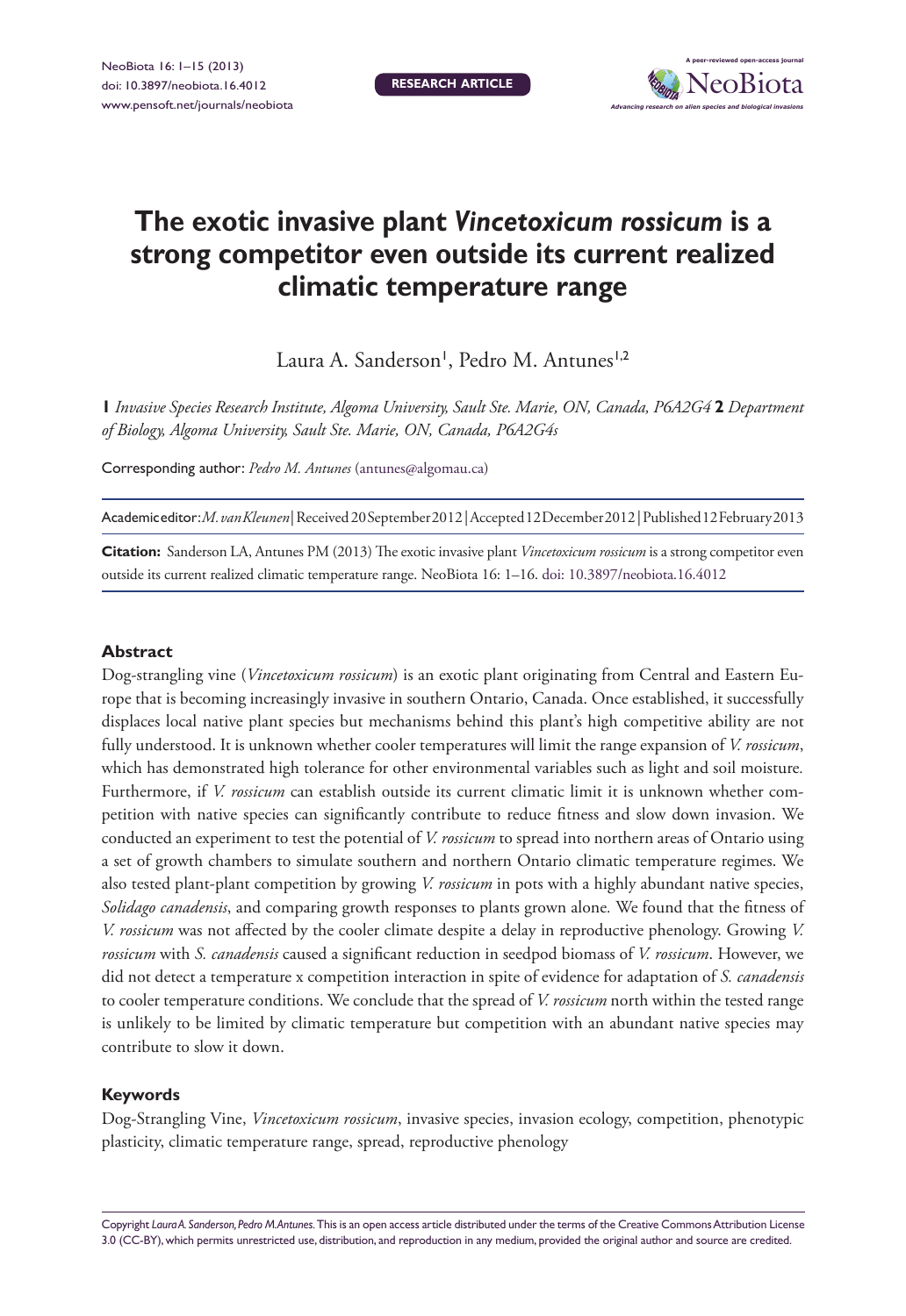RESEARCH ARTICLE

# The exotic invasive plant *Vincetoxicum rossicum* is a strong competitor even outside its current realized climatic temperature range

Laura A. Sanderson[1], Pedro M. Antunes[1,2]

**1** *Invasive Species Research Institute, Algoma University, Sault Ste. Marie, ON, Canada, P6A2G4* **2** *Department of Biology, Algoma University, Sault Ste. Marie, ON, Canada, P6A2G4s*

Corresponding author: *Pedro M. Antunes* (antunes@algomau.ca)

Academic editor: *M. van Kleunen* | Received 20 September 2012 | Accepted 12 December 2012 | Published 12 February 2013

**Citation:** Sanderson LA, Antunes PM (2013) The exotic invasive plant *Vincetoxicum rossicum* is a strong competitor even outside its current realized climatic temperature range. NeoBiota 16: 1–16. doi: 10.3897/neobiota.16.4012

## Abstract

Dog-strangling vine (*Vincetoxicum rossicum*) is an exotic plant originating from Central and Eastern Europe that is becoming increasingly invasive in southern Ontario, Canada. Once established, it successfully displaces local native plant species but mechanisms behind this plant's high competitive ability are not fully understood. It is unknown whether cooler temperatures will limit the range expansion of *V. rossicum*, which has demonstrated high tolerance for other environmental variables such as light and soil moisture. Furthermore, if *V. rossicum* can establish outside its current climatic limit it is unknown whether competition with native species can significantly contribute to reduce fitness and slow down invasion. We conducted an experiment to test the potential of *V. rossicum* to spread into northern areas of Ontario using a set of growth chambers to simulate southern and northern Ontario climatic temperature regimes. We also tested plant-plant competition by growing *V. rossicum* in pots with a highly abundant native species, *Solidago canadensis*, and comparing growth responses to plants grown alone. We found that the fitness of *V. rossicum* was not affected by the cooler climate despite a delay in reproductive phenology. Growing *V. rossicum* with *S. canadensis* caused a significant reduction in seedpod biomass of *V. rossicum*. However, we did not detect a temperature x competition interaction in spite of evidence for adaptation of *S. canadensis* to cooler temperature conditions. We conclude that the spread of *V. rossicum* north within the tested range is unlikely to be limited by climatic temperature but competition with an abundant native species may contribute to slow it down.

## Keywords

Dog-Strangling Vine, *Vincetoxicum rossicum*, invasive species, invasion ecology, competition, phenotypic plasticity, climatic temperature range, spread, reproductive phenology

Copyright *Laura A. Sanderson, Pedro M. Antunes*. This is an open access article distributed under the terms of the Creative Commons Attribution License 3.0 (CC-BY), which permits unrestricted use, distribution, and reproduction in any medium, provided the original author and source are credited.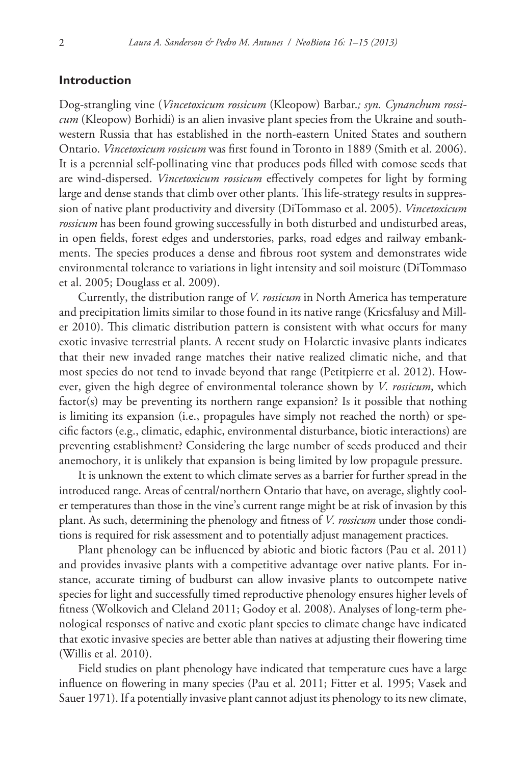## Introduction

Dog-strangling vine (*Vincetoxicum rossicum* (Kleopow) Barbar.*; syn. Cynanchum rossicum* (Kleopow) Borhidi) is an alien invasive plant species from the Ukraine and south-western Russia that has established in the north-eastern United States and southern Ontario. *Vincetoxicum rossicum* was first found in Toronto in 1889 (Smith et al. 2006). It is a perennial self-pollinating vine that produces pods filled with comose seeds that are wind-dispersed. *Vincetoxicum rossicum* effectively competes for light by forming large and dense stands that climb over other plants. This life-strategy results in suppression of native plant productivity and diversity (DiTommaso et al. 2005). *Vincetoxicum rossicum* has been found growing successfully in both disturbed and undisturbed areas, in open fields, forest edges and understories, parks, road edges and railway embankments. The species produces a dense and fibrous root system and demonstrates wide environmental tolerance to variations in light intensity and soil moisture (DiTommaso et al. 2005; Douglass et al. 2009).

Currently, the distribution range of *V. rossicum* in North America has temperature and precipitation limits similar to those found in its native range (Kricsfalusy and Miller 2010). This climatic distribution pattern is consistent with what occurs for many exotic invasive terrestrial plants. A recent study on Holarctic invasive plants indicates that their new invaded range matches their native realized climatic niche, and that most species do not tend to invade beyond that range (Petitpierre et al. 2012). However, given the high degree of environmental tolerance shown by *V. rossicum*, which factor(s) may be preventing its northern range expansion? Is it possible that nothing is limiting its expansion (i.e., propagules have simply not reached the north) or specific factors (e.g., climatic, edaphic, environmental disturbance, biotic interactions) are preventing establishment? Considering the large number of seeds produced and their anemochory, it is unlikely that expansion is being limited by low propagule pressure.

It is unknown the extent to which climate serves as a barrier for further spread in the introduced range. Areas of central/northern Ontario that have, on average, slightly cooler temperatures than those in the vine's current range might be at risk of invasion by this plant. As such, determining the phenology and fitness of *V. rossicum* under those conditions is required for risk assessment and to potentially adjust management practices.

Plant phenology can be influenced by abiotic and biotic factors (Pau et al. 2011) and provides invasive plants with a competitive advantage over native plants. For instance, accurate timing of budburst can allow invasive plants to outcompete native species for light and successfully timed reproductive phenology ensures higher levels of fitness (Wolkovich and Cleland 2011; Godoy et al. 2008). Analyses of long-term phenological responses of native and exotic plant species to climate change have indicated that exotic invasive species are better able than natives at adjusting their flowering time (Willis et al. 2010).

Field studies on plant phenology have indicated that temperature cues have a large influence on flowering in many species (Pau et al. 2011; Fitter et al. 1995; Vasek and Sauer 1971). If a potentially invasive plant cannot adjust its phenology to its new climate,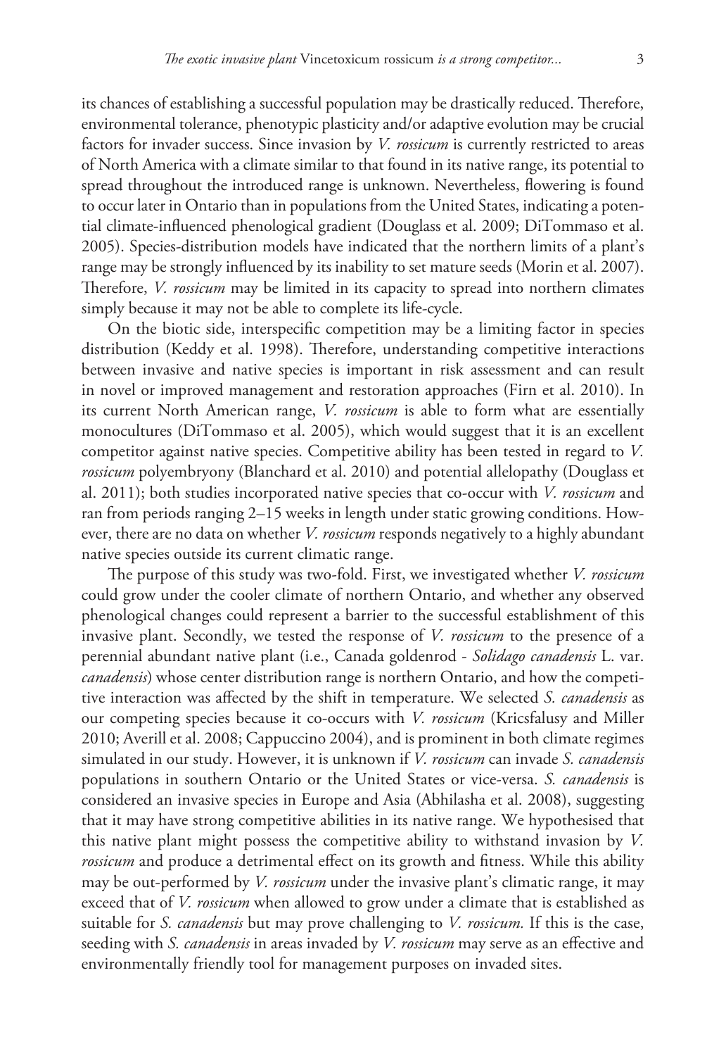its chances of establishing a successful population may be drastically reduced. Therefore, environmental tolerance, phenotypic plasticity and/or adaptive evolution may be crucial factors for invader success. Since invasion by *V. rossicum* is currently restricted to areas of North America with a climate similar to that found in its native range, its potential to spread throughout the introduced range is unknown. Nevertheless, flowering is found to occur later in Ontario than in populations from the United States, indicating a potential climate-influenced phenological gradient (Douglass et al. 2009; DiTommaso et al. 2005). Species-distribution models have indicated that the northern limits of a plant's range may be strongly influenced by its inability to set mature seeds (Morin et al. 2007). Therefore, *V. rossicum* may be limited in its capacity to spread into northern climates simply because it may not be able to complete its life-cycle.

On the biotic side, interspecific competition may be a limiting factor in species distribution (Keddy et al. 1998). Therefore, understanding competitive interactions between invasive and native species is important in risk assessment and can result in novel or improved management and restoration approaches (Firn et al. 2010). In its current North American range, *V. rossicum* is able to form what are essentially monocultures (DiTommaso et al. 2005), which would suggest that it is an excellent competitor against native species. Competitive ability has been tested in regard to *V. rossicum* polyembryony (Blanchard et al. 2010) and potential allelopathy (Douglass et al. 2011); both studies incorporated native species that co-occur with *V. rossicum* and ran from periods ranging 2–15 weeks in length under static growing conditions. However, there are no data on whether *V. rossicum* responds negatively to a highly abundant native species outside its current climatic range.

The purpose of this study was two-fold. First, we investigated whether *V. rossicum* could grow under the cooler climate of northern Ontario, and whether any observed phenological changes could represent a barrier to the successful establishment of this invasive plant. Secondly, we tested the response of *V. rossicum* to the presence of a perennial abundant native plant (i.e., Canada goldenrod - *Solidago canadensis* L. var. *canadensis*) whose center distribution range is northern Ontario, and how the competitive interaction was affected by the shift in temperature. We selected *S. canadensis* as our competing species because it co-occurs with *V. rossicum* (Kricsfalusy and Miller 2010; Averill et al. 2008; Cappuccino 2004), and is prominent in both climate regimes simulated in our study. However, it is unknown if *V. rossicum* can invade *S. canadensis* populations in southern Ontario or the United States or vice-versa. *S. canadensis* is considered an invasive species in Europe and Asia (Abhilasha et al. 2008), suggesting that it may have strong competitive abilities in its native range. We hypothesised that this native plant might possess the competitive ability to withstand invasion by *V. rossicum* and produce a detrimental effect on its growth and fitness. While this ability may be out-performed by *V. rossicum* under the invasive plant's climatic range, it may exceed that of *V. rossicum* when allowed to grow under a climate that is established as suitable for *S. canadensis* but may prove challenging to *V. rossicum.* If this is the case, seeding with *S. canadensis* in areas invaded by *V. rossicum* may serve as an effective and environmentally friendly tool for management purposes on invaded sites.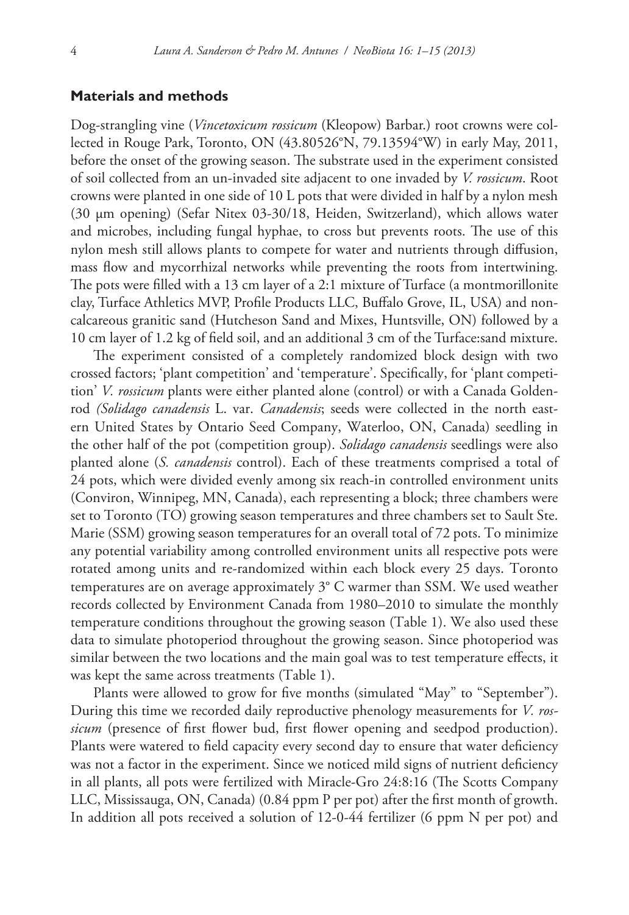## Materials and methods

Dog-strangling vine (*Vincetoxicum rossicum* (Kleopow) Barbar.) root crowns were collected in Rouge Park, Toronto, ON (43.80526°N, 79.13594°W) in early May, 2011, before the onset of the growing season. The substrate used in the experiment consisted of soil collected from an un-invaded site adjacent to one invaded by *V. rossicum*. Root crowns were planted in one side of 10 L pots that were divided in half by a nylon mesh (30 µm opening) (Sefar Nitex 03-30/18, Heiden, Switzerland), which allows water and microbes, including fungal hyphae, to cross but prevents roots. The use of this nylon mesh still allows plants to compete for water and nutrients through diffusion, mass flow and mycorrhizal networks while preventing the roots from intertwining. The pots were filled with a 13 cm layer of a 2:1 mixture of Turface (a montmorillonite clay, Turface Athletics MVP, Profile Products LLC, Buffalo Grove, IL, USA) and non-calcareous granitic sand (Hutcheson Sand and Mixes, Huntsville, ON) followed by a 10 cm layer of 1.2 kg of field soil, and an additional 3 cm of the Turface:sand mixture.

The experiment consisted of a completely randomized block design with two crossed factors; 'plant competition' and 'temperature'. Specifically, for 'plant competition' *V. rossicum* plants were either planted alone (control) or with a Canada Goldenrod *(Solidago canadensis* L. var. *Canadensis*; seeds were collected in the north eastern United States by Ontario Seed Company, Waterloo, ON, Canada) seedling in the other half of the pot (competition group). *Solidago canadensis* seedlings were also planted alone (*S. canadensis* control). Each of these treatments comprised a total of 24 pots, which were divided evenly among six reach-in controlled environment units (Conviron, Winnipeg, MN, Canada), each representing a block; three chambers were set to Toronto (TO) growing season temperatures and three chambers set to Sault Ste. Marie (SSM) growing season temperatures for an overall total of 72 pots. To minimize any potential variability among controlled environment units all respective pots were rotated among units and re-randomized within each block every 25 days. Toronto temperatures are on average approximately 3° C warmer than SSM. We used weather records collected by Environment Canada from 1980–2010 to simulate the monthly temperature conditions throughout the growing season (Table 1). We also used these data to simulate photoperiod throughout the growing season. Since photoperiod was similar between the two locations and the main goal was to test temperature effects, it was kept the same across treatments (Table 1).

Plants were allowed to grow for five months (simulated "May" to "September"). During this time we recorded daily reproductive phenology measurements for *V. rossicum* (presence of first flower bud, first flower opening and seedpod production). Plants were watered to field capacity every second day to ensure that water deficiency was not a factor in the experiment. Since we noticed mild signs of nutrient deficiency in all plants, all pots were fertilized with Miracle-Gro 24:8:16 (The Scotts Company LLC, Mississauga, ON, Canada) (0.84 ppm P per pot) after the first month of growth. In addition all pots received a solution of 12-0-44 fertilizer (6 ppm N per pot) and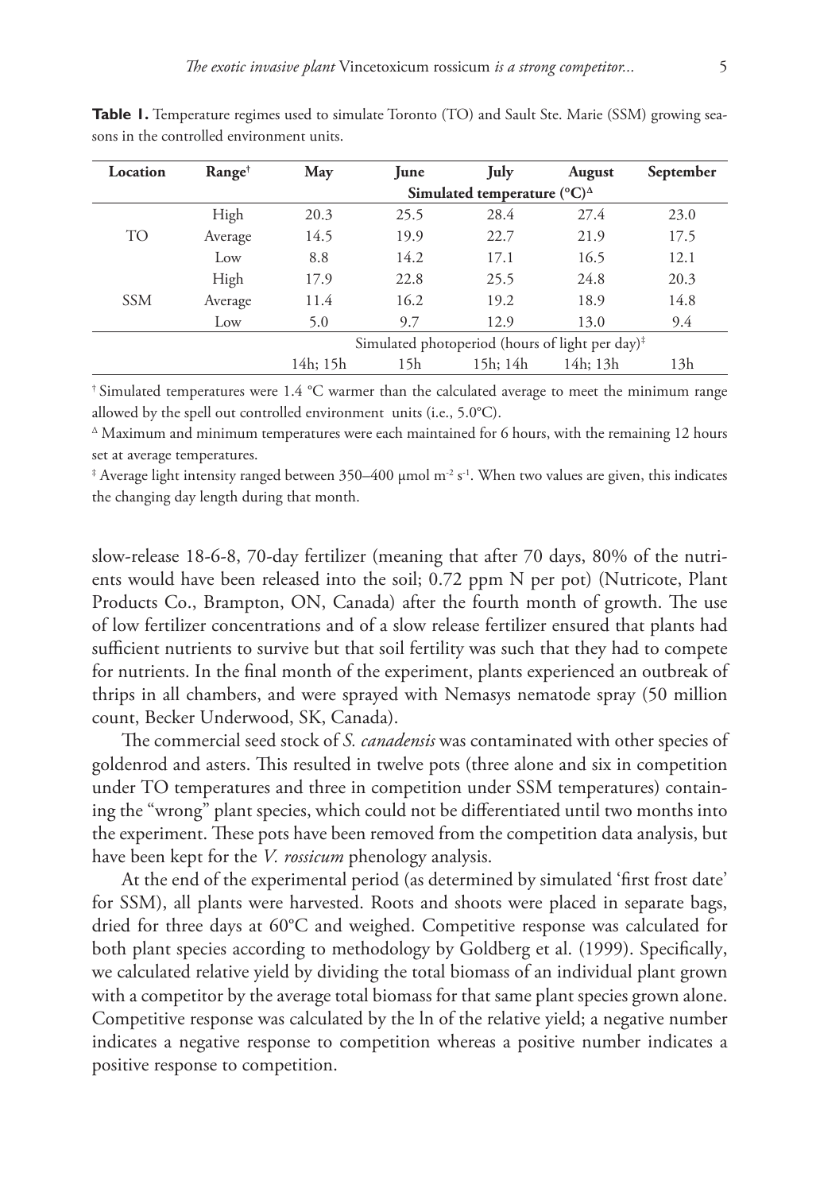**Table 1.** Temperature regimes used to simulate Toronto (TO) and Sault Ste. Marie (SSM) growing seasons in the controlled environment units.

| Location | Range[†] | May | June | July | August | September |
|---|---|---|---|---|---|---|
| | | Simulated temperature (°C)[Δ] | | | | |
| TO | High | 20.3 | 25.5 | 28.4 | 27.4 | 23.0 |
| | Average | 14.5 | 19.9 | 22.7 | 21.9 | 17.5 |
| | Low | 8.8 | 14.2 | 17.1 | 16.5 | 12.1 |
| SSM | High | 17.9 | 22.8 | 25.5 | 24.8 | 20.3 |
| | Average | 11.4 | 16.2 | 19.2 | 18.9 | 14.8 |
| | Low | 5.0 | 9.7 | 12.9 | 13.0 | 9.4 |
| | | Simulated photoperiod (hours of light per day)[‡] | | | | |
| | | 14h; 15h | 15h | 15h; 14h | 14h; 13h | 13h |

[†] Simulated temperatures were 1.4 °C warmer than the calculated average to meet the minimum range allowed by the spell out controlled environment units (i.e., 5.0°C).

[Δ] Maximum and minimum temperatures were each maintained for 6 hours, with the remaining 12 hours set at average temperatures.

[‡] Average light intensity ranged between 350–400 µmol $m^{-2}$ $s^{-1}$. When two values are given, this indicates the changing day length during that month.

slow-release 18-6-8, 70-day fertilizer (meaning that after 70 days, 80% of the nutrients would have been released into the soil; 0.72 ppm N per pot) (Nutricote, Plant Products Co., Brampton, ON, Canada) after the fourth month of growth. The use of low fertilizer concentrations and of a slow release fertilizer ensured that plants had sufficient nutrients to survive but that soil fertility was such that they had to compete for nutrients. In the final month of the experiment, plants experienced an outbreak of thrips in all chambers, and were sprayed with Nemasys nematode spray (50 million count, Becker Underwood, SK, Canada).

The commercial seed stock of *S. canadensis* was contaminated with other species of goldenrod and asters. This resulted in twelve pots (three alone and six in competition under TO temperatures and three in competition under SSM temperatures) containing the "wrong" plant species, which could not be differentiated until two months into the experiment. These pots have been removed from the competition data analysis, but have been kept for the *V. rossicum* phenology analysis.

At the end of the experimental period (as determined by simulated 'first frost date' for SSM), all plants were harvested. Roots and shoots were placed in separate bags, dried for three days at 60°C and weighed. Competitive response was calculated for both plant species according to methodology by Goldberg et al. (1999). Specifically, we calculated relative yield by dividing the total biomass of an individual plant grown with a competitor by the average total biomass for that same plant species grown alone. Competitive response was calculated by the ln of the relative yield; a negative number indicates a negative response to competition whereas a positive number indicates a positive response to competition.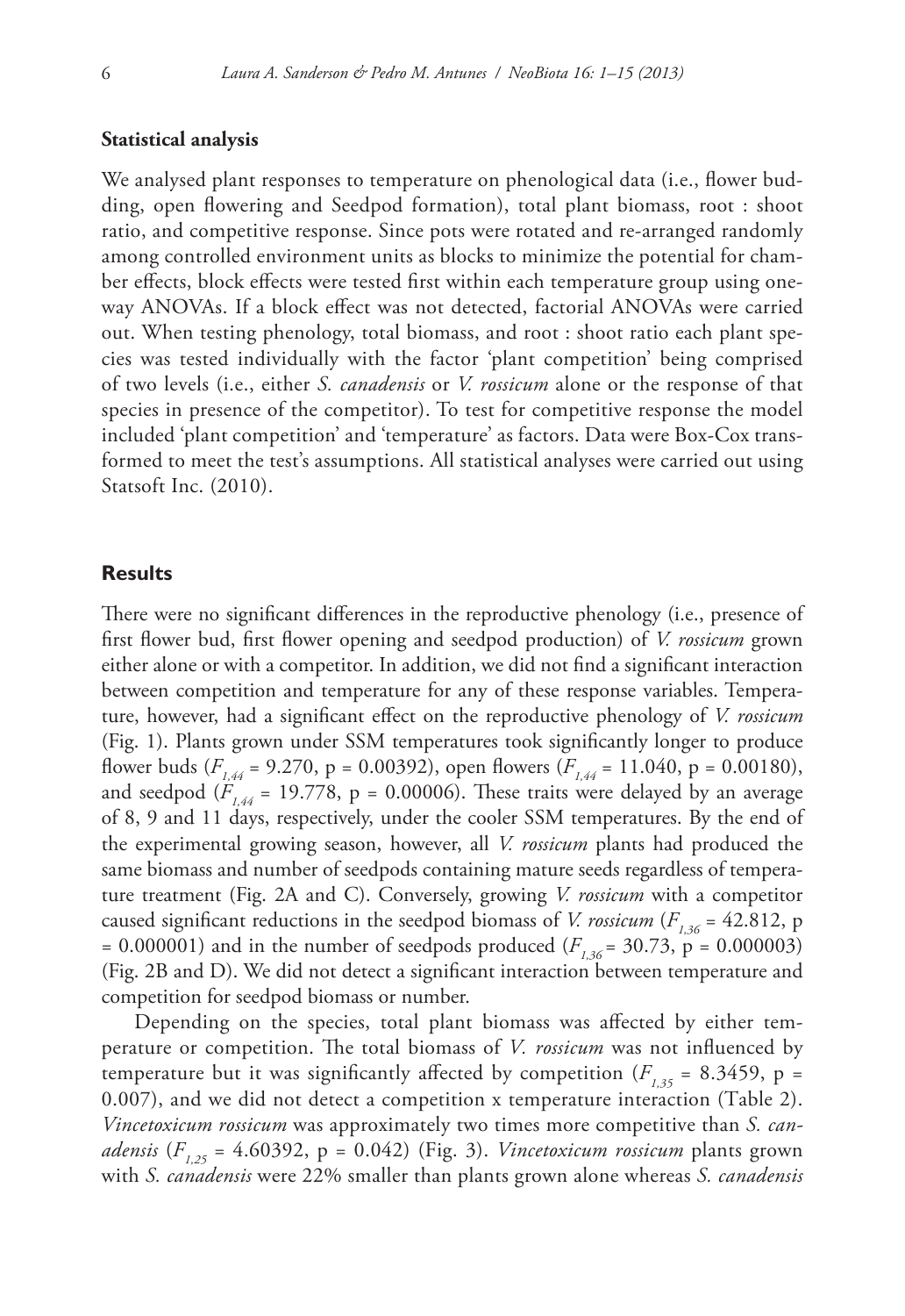### Statistical analysis

We analysed plant responses to temperature on phenological data (i.e., flower budding, open flowering and Seedpod formation), total plant biomass, root : shoot ratio, and competitive response. Since pots were rotated and re-arranged randomly among controlled environment units as blocks to minimize the potential for chamber effects, block effects were tested first within each temperature group using one-way ANOVAs. If a block effect was not detected, factorial ANOVAs were carried out. When testing phenology, total biomass, and root : shoot ratio each plant species was tested individually with the factor 'plant competition' being comprised of two levels (i.e., either *S. canadensis* or *V. rossicum* alone or the response of that species in presence of the competitor). To test for competitive response the model included 'plant competition' and 'temperature' as factors. Data were Box-Cox transformed to meet the test's assumptions. All statistical analyses were carried out using Statsoft Inc. (2010).

## Results

There were no significant differences in the reproductive phenology (i.e., presence of first flower bud, first flower opening and seedpod production) of *V. rossicum* grown either alone or with a competitor. In addition, we did not find a significant interaction between competition and temperature for any of these response variables. Temperature, however, had a significant effect on the reproductive phenology of *V. rossicum* (Fig. 1). Plants grown under SSM temperatures took significantly longer to produce flower buds ($F_{1,44}$ = 9.270, p = 0.00392), open flowers ($F_{1,44}$ = 11.040, p = 0.00180), and seedpod ($F_{1,44}$ = 19.778, p = 0.00006). These traits were delayed by an average of 8, 9 and 11 days, respectively, under the cooler SSM temperatures. By the end of the experimental growing season, however, all *V. rossicum* plants had produced the same biomass and number of seedpods containing mature seeds regardless of temperature treatment (Fig. 2A and C). Conversely, growing *V. rossicum* with a competitor caused significant reductions in the seedpod biomass of *V. rossicum* ($F_{1,36}$ = 42.812, p = 0.000001) and in the number of seedpods produced ($F_{1,36}$ = 30.73, p = 0.000003) (Fig. 2B and D). We did not detect a significant interaction between temperature and competition for seedpod biomass or number.

Depending on the species, total plant biomass was affected by either temperature or competition. The total biomass of *V. rossicum* was not influenced by temperature but it was significantly affected by competition ($F_{1,35}$ = 8.3459, p = 0.007), and we did not detect a competition x temperature interaction (Table 2). *Vincetoxicum rossicum* was approximately two times more competitive than *S. canadensis* ($F_{1,25}$ = 4.60392, p = 0.042) (Fig. 3). *Vincetoxicum rossicum* plants grown with *S. canadensis* were 22% smaller than plants grown alone whereas *S. canadensis*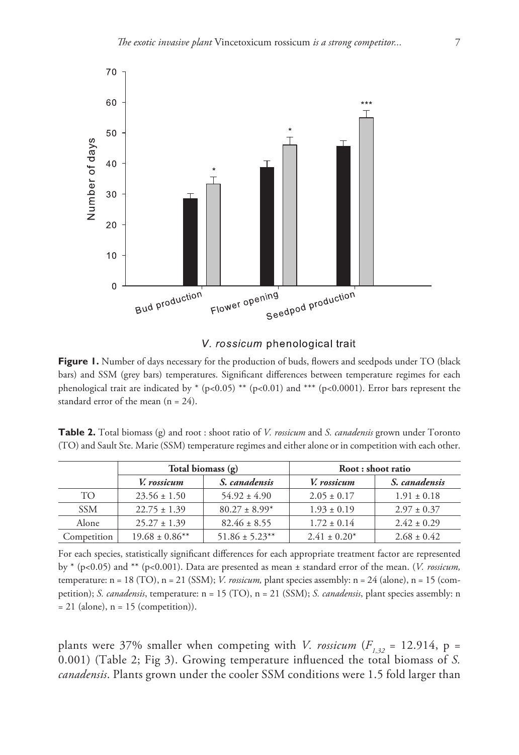**Figure 1.** Number of days necessary for the production of buds, flowers and seedpods under TO (black bars) and SSM (grey bars) temperatures. Significant differences between temperature regimes for each phenological trait are indicated by * (p<0.05) ** (p<0.01) and *** (p<0.0001). Error bars represent the standard error of the mean (n = 24).

**Table 2.** Total biomass (g) and root : shoot ratio of *V. rossicum* and *S. canadensis* grown under Toronto (TO) and Sault Ste. Marie (SSM) temperature regimes and either alone or in competition with each other.

| | Total biomass (g) | | Root : shoot ratio | |
|---|---|---|---|---|
| | *V. rossicum* | *S. canadensis* | *V. rossicum* | *S. canadensis* |
| TO | 23.56 ± 1.50 | 54.92 ± 4.90 | 2.05 ± 0.17 | 1.91 ± 0.18 |
| SSM | 22.75 ± 1.39 | 80.27 ± 8.99* | 1.93 ± 0.19 | 2.97 ± 0.37 |
| Alone | 25.27 ± 1.39 | 82.46 ± 8.55 | 1.72 ± 0.14 | 2.42 ± 0.29 |
| Competition | 19.68 ± 0.86** | 51.86 ± 5.23** | 2.41 ± 0.20* | 2.68 ± 0.42 |

For each species, statistically significant differences for each appropriate treatment factor are represented by * (p<0.05) and ** (p<0.001). Data are presented as mean ± standard error of the mean. (*V. rossicum,* temperature: n = 18 (TO), n = 21 (SSM); *V. rossicum,* plant species assembly: n = 24 (alone), n = 15 (competition); *S. canadensis*, temperature: n = 15 (TO), n = 21 (SSM); *S. canadensis*, plant species assembly: n = 21 (alone), n = 15 (competition)).

plants were 37% smaller when competing with *V. rossicum* ($F_{1,32}$ = 12.914, p = 0.001) (Table 2; Fig 3). Growing temperature influenced the total biomass of *S. canadensis*. Plants grown under the cooler SSM conditions were 1.5 fold larger than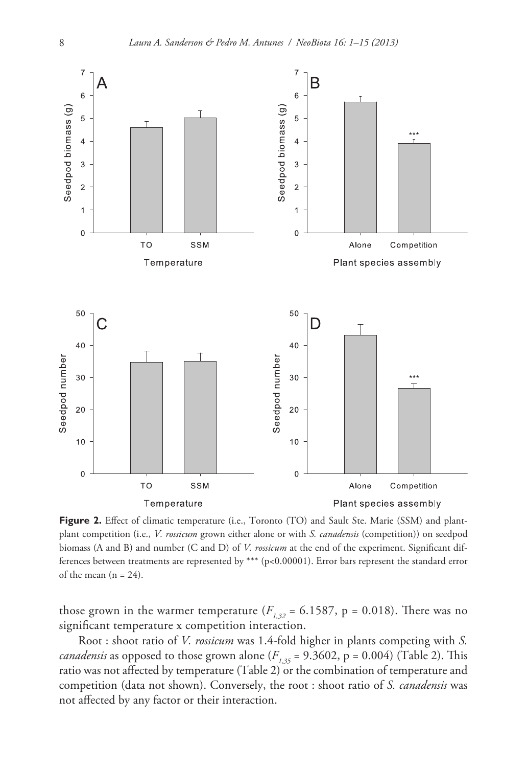**Figure 2.** Effect of climatic temperature (i.e., Toronto (TO) and Sault Ste. Marie (SSM) and plant-plant competition (i.e., *V. rossicum* grown either alone or with *S. canadensis* (competition)) on seedpod biomass (A and B) and number (C and D) of *V. rossicum* at the end of the experiment. Significant differences between treatments are represented by *** (p<0.00001). Error bars represent the standard error of the mean (n = 24).

those grown in the warmer temperature ($F_{1,32}$ = 6.1587, p = 0.018). There was no significant temperature x competition interaction.

Root : shoot ratio of *V. rossicum* was 1.4-fold higher in plants competing with *S. canadensis* as opposed to those grown alone ($F_{1,35}$ = 9.3602, p = 0.004) (Table 2). This ratio was not affected by temperature (Table 2) or the combination of temperature and competition (data not shown). Conversely, the root : shoot ratio of *S. canadensis* was not affected by any factor or their interaction.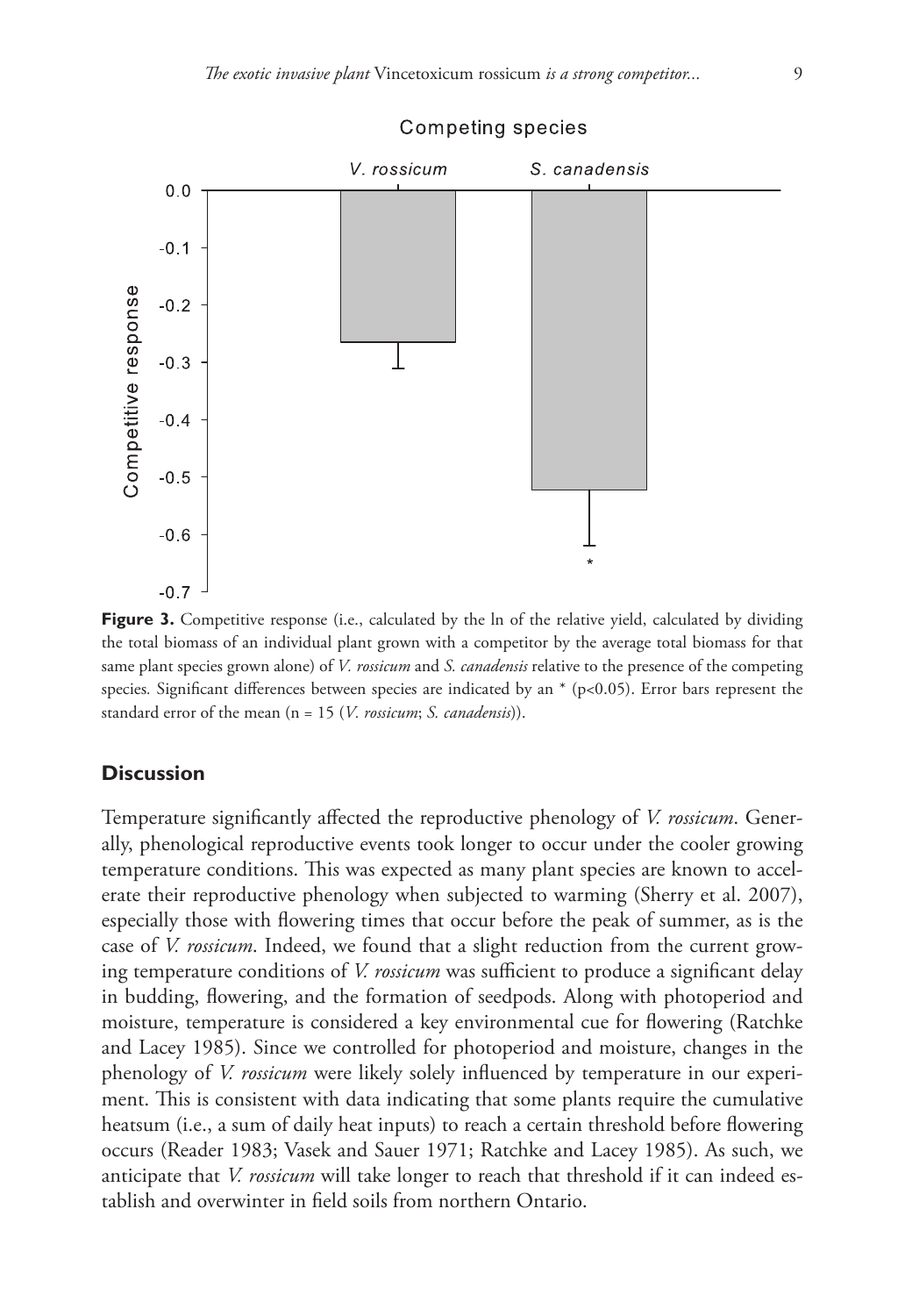**Figure 3.** Competitive response (i.e., calculated by the ln of the relative yield, calculated by dividing the total biomass of an individual plant grown with a competitor by the average total biomass for that same plant species grown alone) of *V. rossicum* and *S. canadensis* relative to the presence of the competing species. Significant differences between species are indicated by an * ($p<0.05$). Error bars represent the standard error of the mean (n = 15 (*V. rossicum*; *S. canadensis*)).

## Discussion

Temperature significantly affected the reproductive phenology of *V. rossicum*. Generally, phenological reproductive events took longer to occur under the cooler growing temperature conditions. This was expected as many plant species are known to accelerate their reproductive phenology when subjected to warming (Sherry et al. 2007), especially those with flowering times that occur before the peak of summer, as is the case of *V. rossicum*. Indeed, we found that a slight reduction from the current growing temperature conditions of *V. rossicum* was sufficient to produce a significant delay in budding, flowering, and the formation of seedpods. Along with photoperiod and moisture, temperature is considered a key environmental cue for flowering (Ratchke and Lacey 1985). Since we controlled for photoperiod and moisture, changes in the phenology of *V. rossicum* were likely solely influenced by temperature in our experiment. This is consistent with data indicating that some plants require the cumulative heatsum (i.e., a sum of daily heat inputs) to reach a certain threshold before flowering occurs (Reader 1983; Vasek and Sauer 1971; Ratchke and Lacey 1985). As such, we anticipate that *V. rossicum* will take longer to reach that threshold if it can indeed establish and overwinter in field soils from northern Ontario.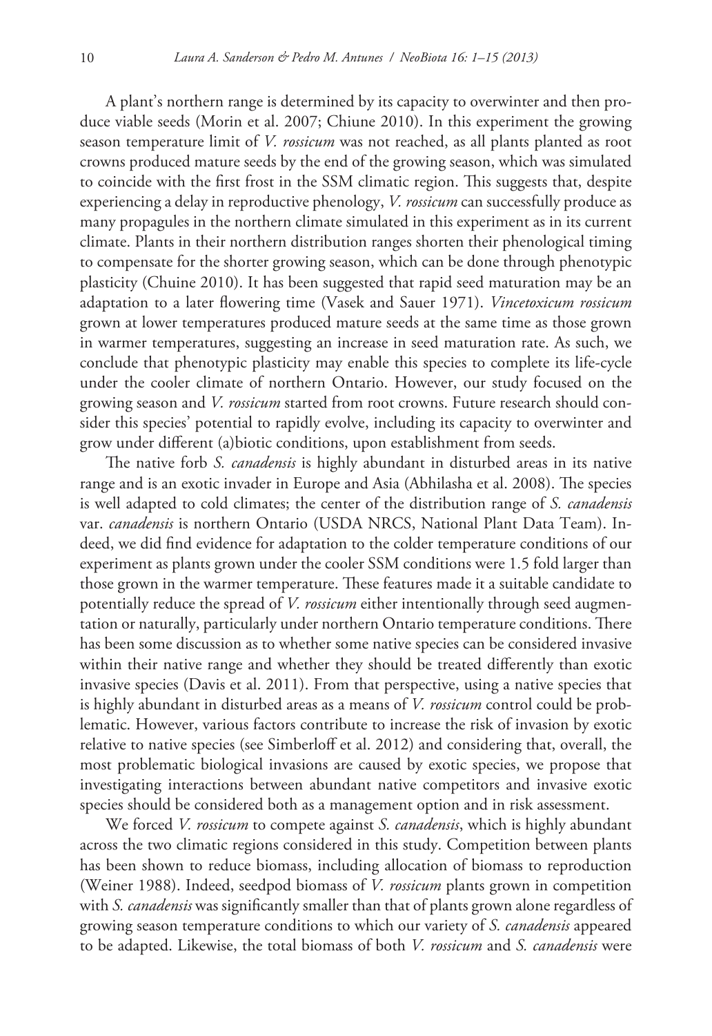A plant's northern range is determined by its capacity to overwinter and then produce viable seeds (Morin et al. 2007; Chiune 2010). In this experiment the growing season temperature limit of *V. rossicum* was not reached, as all plants planted as root crowns produced mature seeds by the end of the growing season, which was simulated to coincide with the first frost in the SSM climatic region. This suggests that, despite experiencing a delay in reproductive phenology, *V. rossicum* can successfully produce as many propagules in the northern climate simulated in this experiment as in its current climate. Plants in their northern distribution ranges shorten their phenological timing to compensate for the shorter growing season, which can be done through phenotypic plasticity (Chuine 2010). It has been suggested that rapid seed maturation may be an adaptation to a later flowering time (Vasek and Sauer 1971). *Vincetoxicum rossicum* grown at lower temperatures produced mature seeds at the same time as those grown in warmer temperatures, suggesting an increase in seed maturation rate. As such, we conclude that phenotypic plasticity may enable this species to complete its life-cycle under the cooler climate of northern Ontario. However, our study focused on the growing season and *V. rossicum* started from root crowns. Future research should consider this species' potential to rapidly evolve, including its capacity to overwinter and grow under different (a)biotic conditions, upon establishment from seeds.

The native forb *S. canadensis* is highly abundant in disturbed areas in its native range and is an exotic invader in Europe and Asia (Abhilasha et al. 2008). The species is well adapted to cold climates; the center of the distribution range of *S. canadensis* var. *canadensis* is northern Ontario (USDA NRCS, National Plant Data Team). Indeed, we did find evidence for adaptation to the colder temperature conditions of our experiment as plants grown under the cooler SSM conditions were 1.5 fold larger than those grown in the warmer temperature. These features made it a suitable candidate to potentially reduce the spread of *V. rossicum* either intentionally through seed augmentation or naturally, particularly under northern Ontario temperature conditions. There has been some discussion as to whether some native species can be considered invasive within their native range and whether they should be treated differently than exotic invasive species (Davis et al. 2011). From that perspective, using a native species that is highly abundant in disturbed areas as a means of *V. rossicum* control could be problematic. However, various factors contribute to increase the risk of invasion by exotic relative to native species (see Simberloff et al. 2012) and considering that, overall, the most problematic biological invasions are caused by exotic species, we propose that investigating interactions between abundant native competitors and invasive exotic species should be considered both as a management option and in risk assessment.

We forced *V. rossicum* to compete against *S. canadensis*, which is highly abundant across the two climatic regions considered in this study. Competition between plants has been shown to reduce biomass, including allocation of biomass to reproduction (Weiner 1988). Indeed, seedpod biomass of *V. rossicum* plants grown in competition with *S. canadensis* was significantly smaller than that of plants grown alone regardless of growing season temperature conditions to which our variety of *S. canadensis* appeared to be adapted. Likewise, the total biomass of both *V. rossicum* and *S. canadensis* were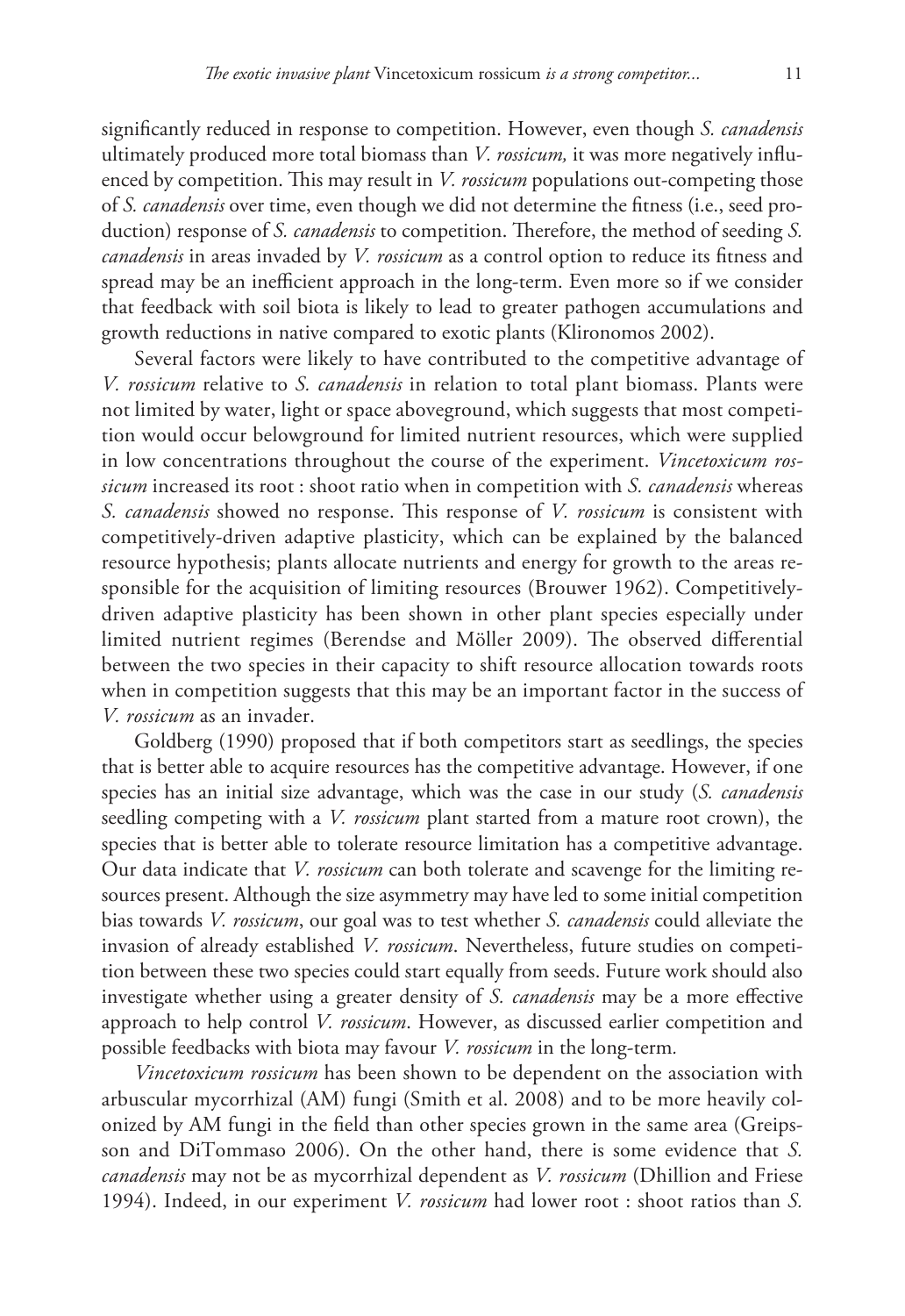significantly reduced in response to competition. However, even though *S. canadensis* ultimately produced more total biomass than *V. rossicum,* it was more negatively influenced by competition. This may result in *V. rossicum* populations out-competing those of *S. canadensis* over time, even though we did not determine the fitness (i.e., seed production) response of *S. canadensis* to competition. Therefore, the method of seeding *S. canadensis* in areas invaded by *V. rossicum* as a control option to reduce its fitness and spread may be an inefficient approach in the long-term. Even more so if we consider that feedback with soil biota is likely to lead to greater pathogen accumulations and growth reductions in native compared to exotic plants (Klironomos 2002).

Several factors were likely to have contributed to the competitive advantage of *V. rossicum* relative to *S. canadensis* in relation to total plant biomass. Plants were not limited by water, light or space aboveground, which suggests that most competition would occur belowground for limited nutrient resources, which were supplied in low concentrations throughout the course of the experiment. *Vincetoxicum rossicum* increased its root : shoot ratio when in competition with *S. canadensis* whereas *S. canadensis* showed no response. This response of *V. rossicum* is consistent with competitively-driven adaptive plasticity, which can be explained by the balanced resource hypothesis; plants allocate nutrients and energy for growth to the areas responsible for the acquisition of limiting resources (Brouwer 1962). Competitively-driven adaptive plasticity has been shown in other plant species especially under limited nutrient regimes (Berendse and Möller 2009). The observed differential between the two species in their capacity to shift resource allocation towards roots when in competition suggests that this may be an important factor in the success of *V. rossicum* as an invader.

Goldberg (1990) proposed that if both competitors start as seedlings, the species that is better able to acquire resources has the competitive advantage. However, if one species has an initial size advantage, which was the case in our study (*S. canadensis* seedling competing with a *V. rossicum* plant started from a mature root crown), the species that is better able to tolerate resource limitation has a competitive advantage. Our data indicate that *V. rossicum* can both tolerate and scavenge for the limiting resources present. Although the size asymmetry may have led to some initial competition bias towards *V. rossicum*, our goal was to test whether *S. canadensis* could alleviate the invasion of already established *V. rossicum*. Nevertheless, future studies on competition between these two species could start equally from seeds. Future work should also investigate whether using a greater density of *S. canadensis* may be a more effective approach to help control *V. rossicum*. However, as discussed earlier competition and possible feedbacks with biota may favour *V. rossicum* in the long-term.

*Vincetoxicum rossicum* has been shown to be dependent on the association with arbuscular mycorrhizal (AM) fungi (Smith et al. 2008) and to be more heavily colonized by AM fungi in the field than other species grown in the same area (Greipsson and DiTommaso 2006). On the other hand, there is some evidence that *S. canadensis* may not be as mycorrhizal dependent as *V. rossicum* (Dhillion and Friese 1994). Indeed, in our experiment *V. rossicum* had lower root : shoot ratios than *S.*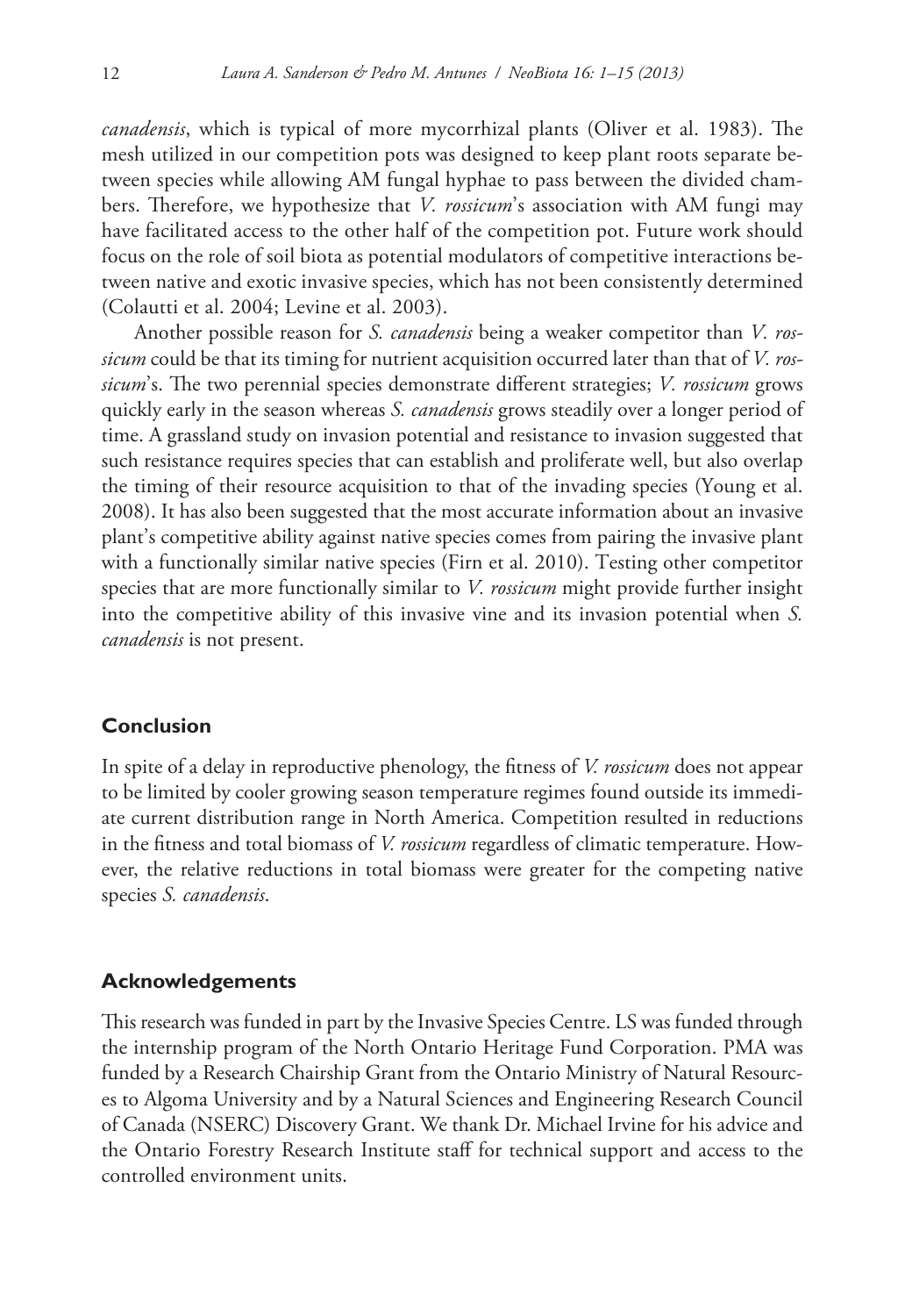*canadensis*, which is typical of more mycorrhizal plants (Oliver et al. 1983). The mesh utilized in our competition pots was designed to keep plant roots separate between species while allowing AM fungal hyphae to pass between the divided chambers. Therefore, we hypothesize that *V. rossicum*'s association with AM fungi may have facilitated access to the other half of the competition pot. Future work should focus on the role of soil biota as potential modulators of competitive interactions between native and exotic invasive species, which has not been consistently determined (Colautti et al. 2004; Levine et al. 2003).

Another possible reason for *S. canadensis* being a weaker competitor than *V. rossicum* could be that its timing for nutrient acquisition occurred later than that of *V. rossicum*'s. The two perennial species demonstrate different strategies; *V. rossicum* grows quickly early in the season whereas *S. canadensis* grows steadily over a longer period of time. A grassland study on invasion potential and resistance to invasion suggested that such resistance requires species that can establish and proliferate well, but also overlap the timing of their resource acquisition to that of the invading species (Young et al. 2008). It has also been suggested that the most accurate information about an invasive plant's competitive ability against native species comes from pairing the invasive plant with a functionally similar native species (Firn et al. 2010). Testing other competitor species that are more functionally similar to *V. rossicum* might provide further insight into the competitive ability of this invasive vine and its invasion potential when *S. canadensis* is not present.

## Conclusion

In spite of a delay in reproductive phenology, the fitness of *V. rossicum* does not appear to be limited by cooler growing season temperature regimes found outside its immediate current distribution range in North America. Competition resulted in reductions in the fitness and total biomass of *V. rossicum* regardless of climatic temperature. However, the relative reductions in total biomass were greater for the competing native species *S. canadensis*.

## Acknowledgements

This research was funded in part by the Invasive Species Centre. LS was funded through the internship program of the North Ontario Heritage Fund Corporation. PMA was funded by a Research Chairship Grant from the Ontario Ministry of Natural Resources to Algoma University and by a Natural Sciences and Engineering Research Council of Canada (NSERC) Discovery Grant. We thank Dr. Michael Irvine for his advice and the Ontario Forestry Research Institute staff for technical support and access to the controlled environment units.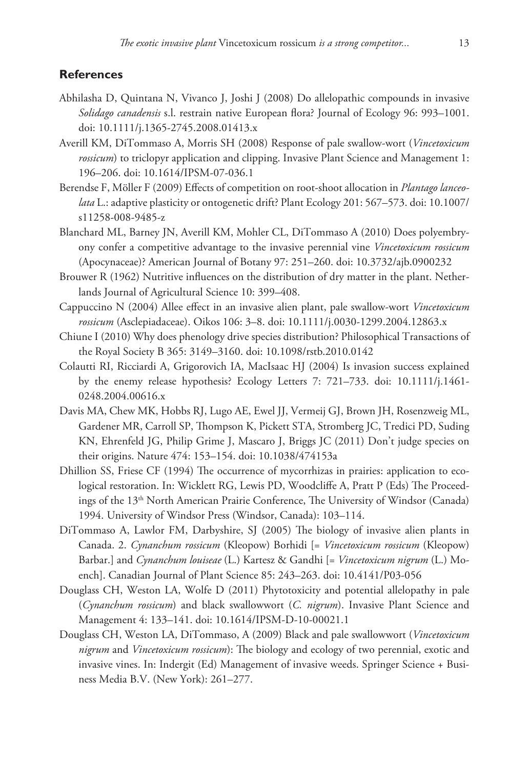## References

Abhilasha D, Quintana N, Vivanco J, Joshi J (2008) Do allelopathic compounds in invasive *Solidago canadensis* s.l. restrain native European flora? Journal of Ecology 96: 993–1001. doi: 10.1111/j.1365-2745.2008.01413.x

Averill KM, DiTommaso A, Morris SH (2008) Response of pale swallow-wort (*Vincetoxicum rossicum*) to triclopyr application and clipping. Invasive Plant Science and Management 1: 196–206. doi: 10.1614/IPSM-07-036.1

Berendse F, Möller F (2009) Effects of competition on root-shoot allocation in *Plantago lanceolata* L.: adaptive plasticity or ontogenetic drift? Plant Ecology 201: 567–573. doi: 10.1007/s11258-008-9485-z

Blanchard ML, Barney JN, Averill KM, Mohler CL, DiTommaso A (2010) Does polyembryony confer a competitive advantage to the invasive perennial vine *Vincetoxicum rossicum* (Apocynaceae)? American Journal of Botany 97: 251–260. doi: 10.3732/ajb.0900232

Brouwer R (1962) Nutritive influences on the distribution of dry matter in the plant. Netherlands Journal of Agricultural Science 10: 399–408.

Cappuccino N (2004) Allee effect in an invasive alien plant, pale swallow-wort *Vincetoxicum rossicum* (Asclepiadaceae). Oikos 106: 3–8. doi: 10.1111/j.0030-1299.2004.12863.x

Chiune I (2010) Why does phenology drive species distribution? Philosophical Transactions of the Royal Society B 365: 3149–3160. doi: 10.1098/rstb.2010.0142

Colautti RI, Ricciardi A, Grigorovich IA, MacIsaac HJ (2004) Is invasion success explained by the enemy release hypothesis? Ecology Letters 7: 721–733. doi: 10.1111/j.1461-0248.2004.00616.x

Davis MA, Chew MK, Hobbs RJ, Lugo AE, Ewel JJ, Vermeij GJ, Brown JH, Rosenzweig ML, Gardener MR, Carroll SP, Thompson K, Pickett STA, Stromberg JC, Tredici PD, Suding KN, Ehrenfeld JG, Philip Grime J, Mascaro J, Briggs JC (2011) Don't judge species on their origins. Nature 474: 153–154. doi: 10.1038/474153a

Dhillion SS, Friese CF (1994) The occurrence of mycorrhizas in prairies: application to ecological restoration. In: Wicklett RG, Lewis PD, Woodcliffe A, Pratt P (Eds) The Proceedings of the 13th North American Prairie Conference, The University of Windsor (Canada) 1994. University of Windsor Press (Windsor, Canada): 103–114.

DiTommaso A, Lawlor FM, Darbyshire, SJ (2005) The biology of invasive alien plants in Canada. 2. *Cynanchum rossicum* (Kleopow) Borhidi [= *Vincetoxicum rossicum* (Kleopow) Barbar.] and *Cynanchum louiseae* (L.) Kartesz & Gandhi [= *Vincetoxicum nigrum* (L.) Moench]. Canadian Journal of Plant Science 85: 243–263. doi: 10.4141/P03-056

Douglass CH, Weston LA, Wolfe D (2011) Phytotoxicity and potential allelopathy in pale (*Cynanchum rossicum*) and black swallowwort (*C. nigrum*). Invasive Plant Science and Management 4: 133–141. doi: 10.1614/IPSM-D-10-00021.1

Douglass CH, Weston LA, DiTommaso, A (2009) Black and pale swallowwort (*Vincetoxicum nigrum* and *Vincetoxicum rossicum*): The biology and ecology of two perennial, exotic and invasive vines. In: Indergit (Ed) Management of invasive weeds. Springer Science + Business Media B.V. (New York): 261–277.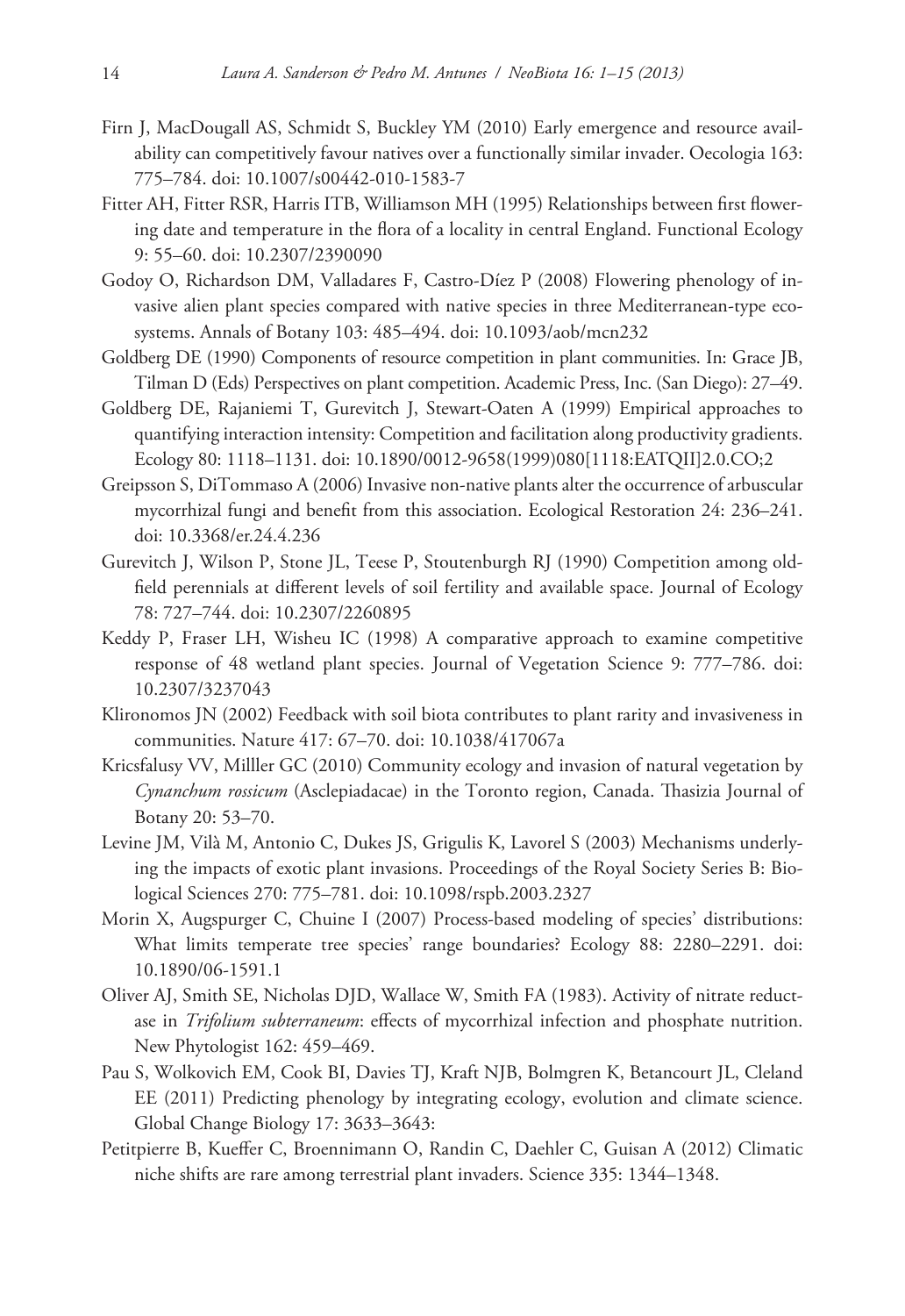Firn J, MacDougall AS, Schmidt S, Buckley YM (2010) Early emergence and resource availability can competitively favour natives over a functionally similar invader. Oecologia 163: 775–784. doi: 10.1007/s00442-010-1583-7

Fitter AH, Fitter RSR, Harris ITB, Williamson MH (1995) Relationships between first flowering date and temperature in the flora of a locality in central England. Functional Ecology 9: 55–60. doi: 10.2307/2390090

Godoy O, Richardson DM, Valladares F, Castro-Díez P (2008) Flowering phenology of invasive alien plant species compared with native species in three Mediterranean-type ecosystems. Annals of Botany 103: 485–494. doi: 10.1093/aob/mcn232

Goldberg DE (1990) Components of resource competition in plant communities. In: Grace JB, Tilman D (Eds) Perspectives on plant competition. Academic Press, Inc. (San Diego): 27–49.

Goldberg DE, Rajaniemi T, Gurevitch J, Stewart-Oaten A (1999) Empirical approaches to quantifying interaction intensity: Competition and facilitation along productivity gradients. Ecology 80: 1118–1131. doi: 10.1890/0012-9658(1999)080[1118:EATQII]2.0.CO;2

Greipsson S, DiTommaso A (2006) Invasive non-native plants alter the occurrence of arbuscular mycorrhizal fungi and benefit from this association. Ecological Restoration 24: 236–241. doi: 10.3368/er.24.4.236

Gurevitch J, Wilson P, Stone JL, Teese P, Stoutenburgh RJ (1990) Competition among old-field perennials at different levels of soil fertility and available space. Journal of Ecology 78: 727–744. doi: 10.2307/2260895

Keddy P, Fraser LH, Wisheu IC (1998) A comparative approach to examine competitive response of 48 wetland plant species. Journal of Vegetation Science 9: 777–786. doi: 10.2307/3237043

Klironomos JN (2002) Feedback with soil biota contributes to plant rarity and invasiveness in communities. Nature 417: 67–70. doi: 10.1038/417067a

Kricsfalusy VV, Millller GC (2010) Community ecology and invasion of natural vegetation by *Cynanchum rossicum* (Asclepiadacae) in the Toronto region, Canada. Thasizia Journal of Botany 20: 53–70.

Levine JM, Vilà M, Antonio C, Dukes JS, Grigulis K, Lavorel S (2003) Mechanisms underlying the impacts of exotic plant invasions. Proceedings of the Royal Society Series B: Biological Sciences 270: 775–781. doi: 10.1098/rspb.2003.2327

Morin X, Augspurger C, Chuine I (2007) Process-based modeling of species' distributions: What limits temperate tree species' range boundaries? Ecology 88: 2280–2291. doi: 10.1890/06-1591.1

Oliver AJ, Smith SE, Nicholas DJD, Wallace W, Smith FA (1983). Activity of nitrate reductase in *Trifolium subterraneum*: effects of mycorrhizal infection and phosphate nutrition. New Phytologist 162: 459–469.

Pau S, Wolkovich EM, Cook BI, Davies TJ, Kraft NJB, Bolmgren K, Betancourt JL, Cleland EE (2011) Predicting phenology by integrating ecology, evolution and climate science. Global Change Biology 17: 3633–3643:

Petitpierre B, Kueffer C, Broennimann O, Randin C, Daehler C, Guisan A (2012) Climatic niche shifts are rare among terrestrial plant invaders. Science 335: 1344–1348.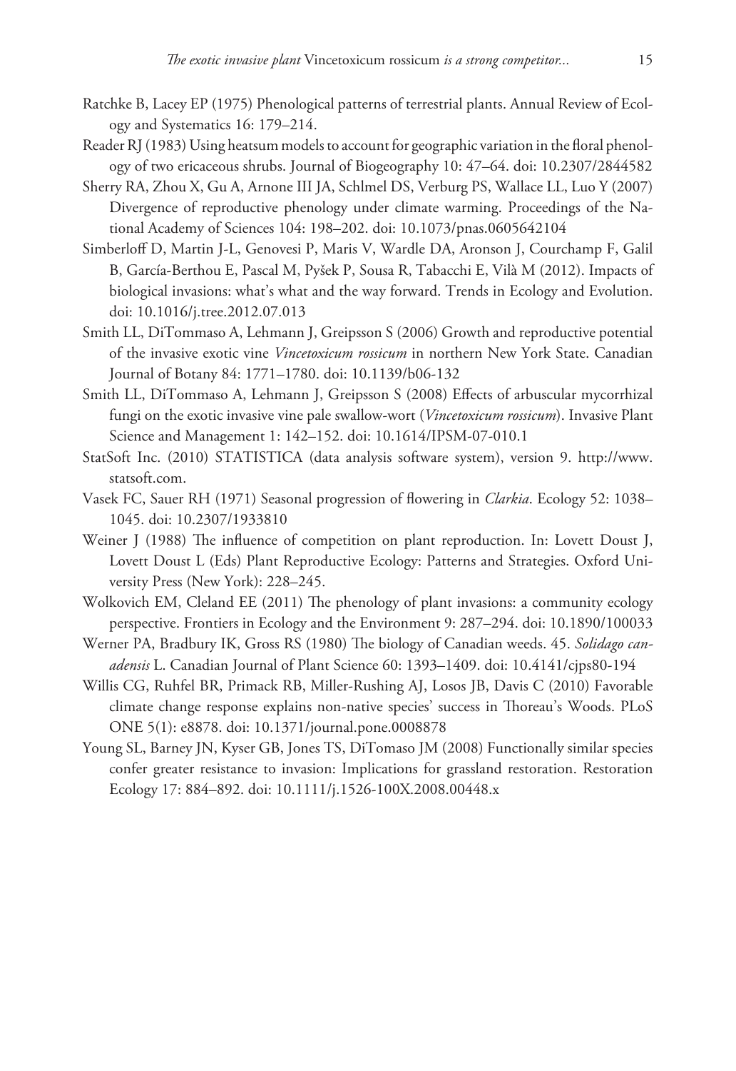Ratchke B, Lacey EP (1975) Phenological patterns of terrestrial plants. Annual Review of Ecology and Systematics 16: 179–214.

Reader RJ (1983) Using heatsum models to account for geographic variation in the floral phenology of two ericaceous shrubs. Journal of Biogeography 10: 47–64. doi: 10.2307/2844582

Sherry RA, Zhou X, Gu A, Arnone III JA, Schlmel DS, Verburg PS, Wallace LL, Luo Y (2007) Divergence of reproductive phenology under climate warming. Proceedings of the National Academy of Sciences 104: 198–202. doi: 10.1073/pnas.0605642104

Simberloff D, Martin J-L, Genovesi P, Maris V, Wardle DA, Aronson J, Courchamp F, Galil B, García-Berthou E, Pascal M, Pyšek P, Sousa R, Tabacchi E, Vilà M (2012). Impacts of biological invasions: what's what and the way forward. Trends in Ecology and Evolution. doi: 10.1016/j.tree.2012.07.013

Smith LL, DiTommaso A, Lehmann J, Greipsson S (2006) Growth and reproductive potential of the invasive exotic vine *Vincetoxicum rossicum* in northern New York State. Canadian Journal of Botany 84: 1771–1780. doi: 10.1139/b06-132

Smith LL, DiTommaso A, Lehmann J, Greipsson S (2008) Effects of arbuscular mycorrhizal fungi on the exotic invasive vine pale swallow-wort (*Vincetoxicum rossicum*). Invasive Plant Science and Management 1: 142–152. doi: 10.1614/IPSM-07-010.1

StatSoft Inc. (2010) STATISTICA (data analysis software system), version 9. http://www.statsoft.com.

Vasek FC, Sauer RH (1971) Seasonal progression of flowering in *Clarkia*. Ecology 52: 1038–1045. doi: 10.2307/1933810

Weiner J (1988) The influence of competition on plant reproduction. In: Lovett Doust J, Lovett Doust L (Eds) Plant Reproductive Ecology: Patterns and Strategies. Oxford University Press (New York): 228–245.

Wolkovich EM, Cleland EE (2011) The phenology of plant invasions: a community ecology perspective. Frontiers in Ecology and the Environment 9: 287–294. doi: 10.1890/100033

Werner PA, Bradbury IK, Gross RS (1980) The biology of Canadian weeds. 45. *Solidago canadensis* L. Canadian Journal of Plant Science 60: 1393–1409. doi: 10.4141/cjps80-194

Willis CG, Ruhfel BR, Primack RB, Miller-Rushing AJ, Losos JB, Davis C (2010) Favorable climate change response explains non-native species' success in Thoreau's Woods. PLoS ONE 5(1): e8878. doi: 10.1371/journal.pone.0008878

Young SL, Barney JN, Kyser GB, Jones TS, DiTomaso JM (2008) Functionally similar species confer greater resistance to invasion: Implications for grassland restoration. Restoration Ecology 17: 884–892. doi: 10.1111/j.1526-100X.2008.00448.x